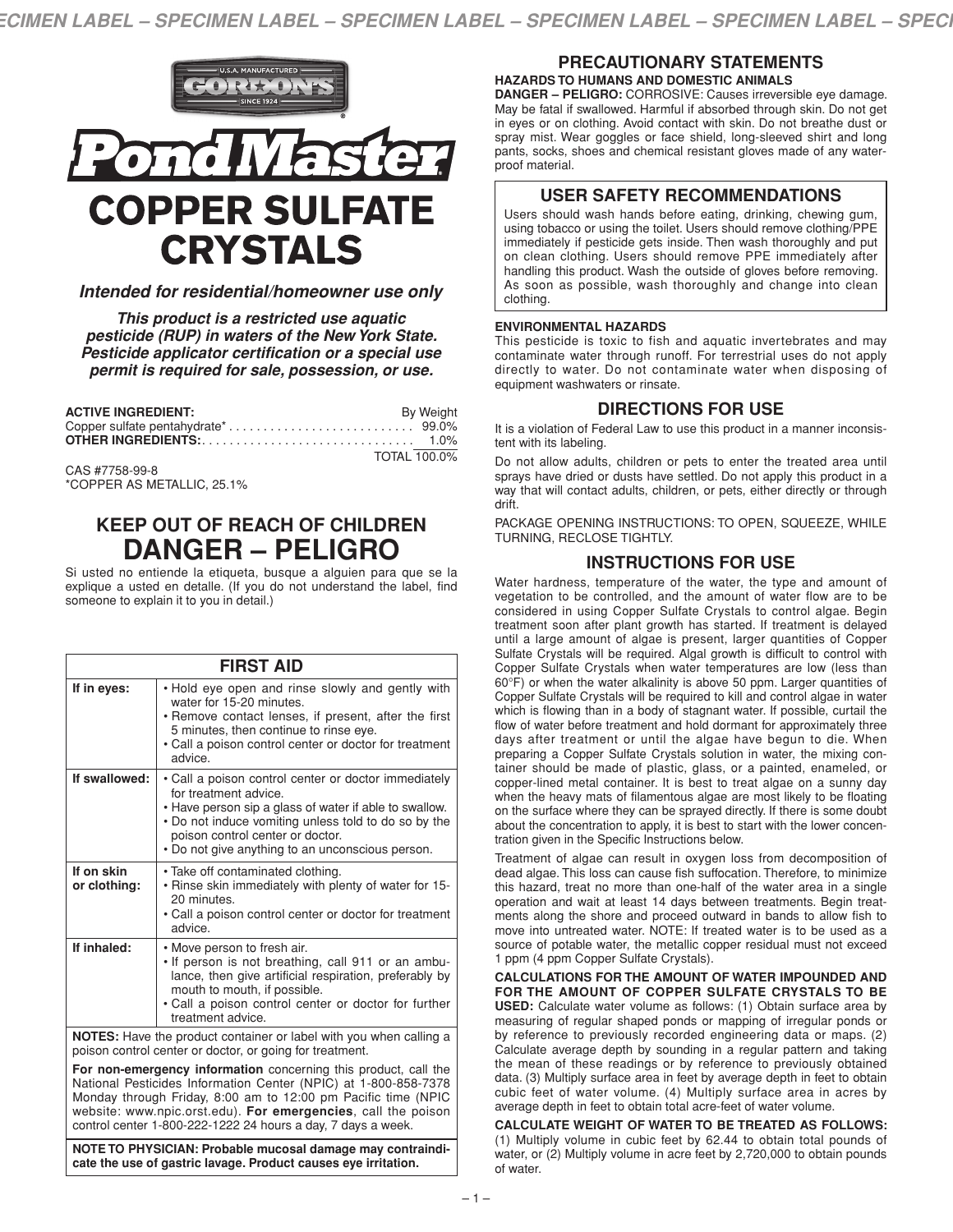# PondMaster

# COPPER SULFATE CRYSTALS

***Intended for residential/homeowner use only***

***This product is a restricted use aquatic pesticide (RUP) in waters of the New York State. Pesticide applicator certification or a special use permit is required for sale, possession, or use.***

| **ACTIVE INGREDIENT:** | By Weight |
|---|---|
| Copper sulfate pentahydrate* | 99.0% |
| **OTHER INGREDIENTS:** | 1.0% |
| | TOTAL 100.0% |

CAS #7758-99-8
*COPPER AS METALLIC, 25.1%

## KEEP OUT OF REACH OF CHILDREN
## DANGER – PELIGRO

Si usted no entiende la etiqueta, busque a alguien para que se la explique a usted en detalle. (If you do not understand the label, find someone to explain it to you in detail.)

| FIRST AID | |
|---|---|
| **If in eyes:** | • Hold eye open and rinse slowly and gently with water for 15-20 minutes.<br>• Remove contact lenses, if present, after the first 5 minutes, then continue to rinse eye.<br>• Call a poison control center or doctor for treatment advice. |
| **If swallowed:** | • Call a poison control center or doctor immediately for treatment advice.<br>• Have person sip a glass of water if able to swallow.<br>• Do not induce vomiting unless told to do so by the poison control center or doctor.<br>• Do not give anything to an unconscious person. |
| **If on skin or clothing:** | • Take off contaminated clothing.<br>• Rinse skin immediately with plenty of water for 15-20 minutes.<br>• Call a poison control center or doctor for treatment advice. |
| **If inhaled:** | • Move person to fresh air.<br>• If person is not breathing, call 911 or an ambulance, then give artificial respiration, preferably by mouth to mouth, if possible.<br>• Call a poison control center or doctor for further treatment advice. |

**NOTES:** Have the product container or label with you when calling a poison control center or doctor, or going for treatment.

**For non-emergency information** concerning this product, call the National Pesticides Information Center (NPIC) at 1-800-858-7378 Monday through Friday, 8:00 am to 12:00 pm Pacific time (NPIC website: www.npic.orst.edu). **For emergencies**, call the poison control center 1-800-222-1222 24 hours a day, 7 days a week.

**NOTE TO PHYSICIAN: Probable mucosal damage may contraindicate the use of gastric lavage. Product causes eye irritation.**

## PRECAUTIONARY STATEMENTS

**HAZARDS TO HUMANS AND DOMESTIC ANIMALS**

**DANGER – PELIGRO:** CORROSIVE: Causes irreversible eye damage. May be fatal if swallowed. Harmful if absorbed through skin. Do not get in eyes or on clothing. Avoid contact with skin. Do not breathe dust or spray mist. Wear goggles or face shield, long-sleeved shirt and long pants, socks, shoes and chemical resistant gloves made of any waterproof material.

### USER SAFETY RECOMMENDATIONS

Users should wash hands before eating, drinking, chewing gum, using tobacco or using the toilet. Users should remove clothing/PPE immediately if pesticide gets inside. Then wash thoroughly and put on clean clothing. Users should remove PPE immediately after handling this product. Wash the outside of gloves before removing. As soon as possible, wash thoroughly and change into clean clothing.

**ENVIRONMENTAL HAZARDS**

This pesticide is toxic to fish and aquatic invertebrates and may contaminate water through runoff. For terrestrial uses do not apply directly to water. Do not contaminate water when disposing of equipment washwaters or rinsate.

## DIRECTIONS FOR USE

It is a violation of Federal Law to use this product in a manner inconsistent with its labeling.

Do not allow adults, children or pets to enter the treated area until sprays have dried or dusts have settled. Do not apply this product in a way that will contact adults, children, or pets, either directly or through drift.

PACKAGE OPENING INSTRUCTIONS: TO OPEN, SQUEEZE, WHILE TURNING, RECLOSE TIGHTLY.

## INSTRUCTIONS FOR USE

Water hardness, temperature of the water, the type and amount of vegetation to be controlled, and the amount of water flow are to be considered in using Copper Sulfate Crystals to control algae. Begin treatment soon after plant growth has started. If treatment is delayed until a large amount of algae is present, larger quantities of Copper Sulfate Crystals will be required. Algal growth is difficult to control with Copper Sulfate Crystals when water temperatures are low (less than 60°F) or when the water alkalinity is above 50 ppm. Larger quantities of Copper Sulfate Crystals will be required to kill and control algae in water which is flowing than in a body of stagnant water. If possible, curtail the flow of water before treatment and hold dormant for approximately three days after treatment or until the algae have begun to die. When preparing a Copper Sulfate Crystals solution in water, the mixing container should be made of plastic, glass, or a painted, enameled, or copper-lined metal container. It is best to treat algae on a sunny day when the heavy mats of filamentous algae are most likely to be floating on the surface where they can be sprayed directly. If there is some doubt about the concentration to apply, it is best to start with the lower concentration given in the Specific Instructions below.

Treatment of algae can result in oxygen loss from decomposition of dead algae. This loss can cause fish suffocation. Therefore, to minimize this hazard, treat no more than one-half of the water area in a single operation and wait at least 14 days between treatments. Begin treatments along the shore and proceed outward in bands to allow fish to move into untreated water. NOTE: If treated water is to be used as a source of potable water, the metallic copper residual must not exceed 1 ppm (4 ppm Copper Sulfate Crystals).

**CALCULATIONS FOR THE AMOUNT OF WATER IMPOUNDED AND FOR THE AMOUNT OF COPPER SULFATE CRYSTALS TO BE USED:** Calculate water volume as follows: (1) Obtain surface area by measuring of regular shaped ponds or mapping of irregular ponds or by reference to previously recorded engineering data or maps. (2) Calculate average depth by sounding in a regular pattern and taking the mean of these readings or by reference to previously obtained data. (3) Multiply surface area in feet by average depth in feet to obtain cubic feet of water volume. (4) Multiply surface area in acres by average depth in feet to obtain total acre-feet of water volume.

**CALCULATE WEIGHT OF WATER TO BE TREATED AS FOLLOWS:** (1) Multiply volume in cubic feet by 62.44 to obtain total pounds of water, or (2) Multiply volume in acre feet by 2,720,000 to obtain pounds of water.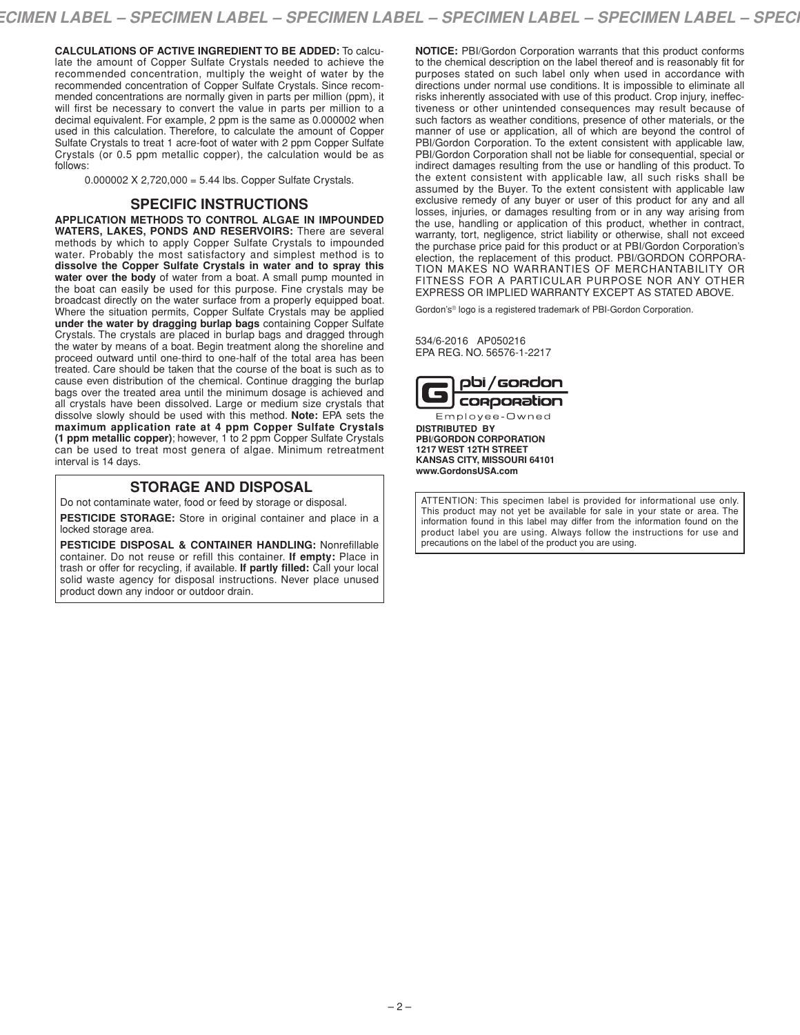**CALCULATIONS OF ACTIVE INGREDIENT TO BE ADDED:** To calculate the amount of Copper Sulfate Crystals needed to achieve the recommended concentration, multiply the weight of water by the recommended concentration of Copper Sulfate Crystals. Since recommended concentrations are normally given in parts per million (ppm), it will first be necessary to convert the value in parts per million to a decimal equivalent. For example, 2 ppm is the same as 0.000002 when used in this calculation. Therefore, to calculate the amount of Copper Sulfate Crystals to treat 1 acre-foot of water with 2 ppm Copper Sulfate Crystals (or 0.5 ppm metallic copper), the calculation would be as follows:

0.000002 X 2,720,000 = 5.44 lbs. Copper Sulfate Crystals.

## SPECIFIC INSTRUCTIONS

**APPLICATION METHODS TO CONTROL ALGAE IN IMPOUNDED WATERS, LAKES, PONDS AND RESERVOIRS:** There are several methods by which to apply Copper Sulfate Crystals to impounded water. Probably the most satisfactory and simplest method is to **dissolve the Copper Sulfate Crystals in water and to spray this water over the body** of water from a boat. A small pump mounted in the boat can easily be used for this purpose. Fine crystals may be broadcast directly on the water surface from a properly equipped boat. Where the situation permits, Copper Sulfate Crystals may be applied **under the water by dragging burlap bags** containing Copper Sulfate Crystals. The crystals are placed in burlap bags and dragged through the water by means of a boat. Begin treatment along the shoreline and proceed outward until one-third to one-half of the total area has been treated. Care should be taken that the course of the boat is such as to cause even distribution of the chemical. Continue dragging the burlap bags over the treated area until the minimum dosage is achieved and all crystals have been dissolved. Large or medium size crystals that dissolve slowly should be used with this method. **Note:** EPA sets the **maximum application rate at 4 ppm Copper Sulfate Crystals (1 ppm metallic copper)**; however, 1 to 2 ppm Copper Sulfate Crystals can be used to treat most genera of algae. Minimum retreatment interval is 14 days.

## STORAGE AND DISPOSAL

Do not contaminate water, food or feed by storage or disposal.

**PESTICIDE STORAGE:** Store in original container and place in a locked storage area.

**PESTICIDE DISPOSAL & CONTAINER HANDLING:** Nonrefillable container. Do not reuse or refill this container. **If empty:** Place in trash or offer for recycling, if available. **If partly filled:** Call your local solid waste agency for disposal instructions. Never place unused product down any indoor or outdoor drain.

**NOTICE:** PBI/Gordon Corporation warrants that this product conforms to the chemical description on the label thereof and is reasonably fit for purposes stated on such label only when used in accordance with directions under normal use conditions. It is impossible to eliminate all risks inherently associated with use of this product. Crop injury, ineffectiveness or other unintended consequences may result because of such factors as weather conditions, presence of other materials, or the manner of use or application, all of which are beyond the control of PBI/Gordon Corporation. To the extent consistent with applicable law, PBI/Gordon Corporation shall not be liable for consequential, special or indirect damages resulting from the use or handling of this product. To the extent consistent with applicable law, all such risks shall be assumed by the Buyer. To the extent consistent with applicable law exclusive remedy of any buyer or user of this product for any and all losses, injuries, or damages resulting from or in any way arising from the use, handling or application of this product, whether in contract, warranty, tort, negligence, strict liability or otherwise, shall not exceed the purchase price paid for this product or at PBI/Gordon Corporation's election, the replacement of this product. PBI/GORDON CORPORATION MAKES NO WARRANTIES OF MERCHANTABILITY OR FITNESS FOR A PARTICULAR PURPOSE NOR ANY OTHER EXPRESS OR IMPLIED WARRANTY EXCEPT AS STATED ABOVE.

Gordon's® logo is a registered trademark of PBI-Gordon Corporation.

534/6-2016 AP050216
EPA REG. NO. 56576-1-2217

pbi/gordon corporation
Employee-Owned

**DISTRIBUTED BY**
**PBI/GORDON CORPORATION**
**1217 WEST 12TH STREET**
**KANSAS CITY, MISSOURI 64101**
**www.GordonsUSA.com**

ATTENTION: This specimen label is provided for informational use only. This product may not yet be available for sale in your state or area. The information found in this label may differ from the information found on the product label you are using. Always follow the instructions for use and precautions on the label of the product you are using.